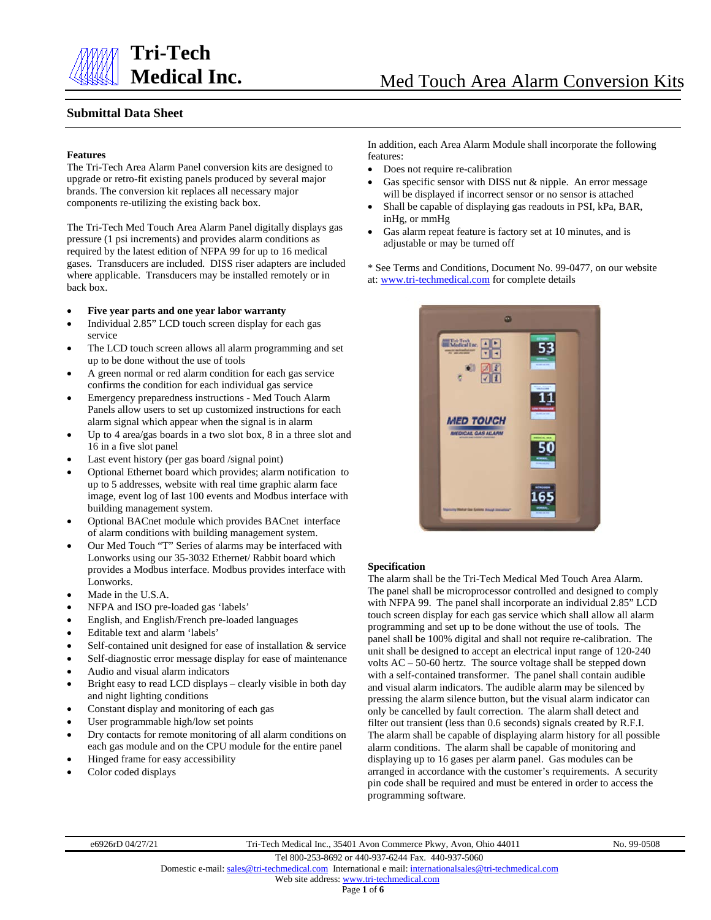# Tri-Tech Medical Inc.

## Med Touch Area Alarm Conversion Kits

### Submittal Data Sheet

**Features**

The Tri-Tech Area Alarm Panel conversion kits are designed to upgrade or retro-fit existing panels produced by several major brands. The conversion kit replaces all necessary major components re-utilizing the existing back box.

The Tri-Tech Med Touch Area Alarm Panel digitally displays gas pressure (1 psi increments) and provides alarm conditions as required by the latest edition of NFPA 99 for up to 16 medical gases. Transducers are included. DISS riser adapters are included where applicable. Transducers may be installed remotely or in back box.

- **Five year parts and one year labor warranty**
- Individual 2.85" LCD touch screen display for each gas service
- The LCD touch screen allows all alarm programming and set up to be done without the use of tools
- A green normal or red alarm condition for each gas service confirms the condition for each individual gas service
- Emergency preparedness instructions - Med Touch Alarm Panels allow users to set up customized instructions for each alarm signal which appear when the signal is in alarm
- Up to 4 area/gas boards in a two slot box, 8 in a three slot and 16 in a five slot panel
- Last event history (per gas board /signal point)
- Optional Ethernet board which provides; alarm notification to up to 5 addresses, website with real time graphic alarm face image, event log of last 100 events and Modbus interface with building management system.
- Optional BACnet module which provides BACnet interface of alarm conditions with building management system.
- Our Med Touch "T" Series of alarms may be interfaced with Lonworks using our 35-3032 Ethernet/ Rabbit board which provides a Modbus interface. Modbus provides interface with Lonworks.
- Made in the U.S.A.
- NFPA and ISO pre-loaded gas 'labels'
- English, and English/French pre-loaded languages
- Editable text and alarm 'labels'
- Self-contained unit designed for ease of installation & service
- Self-diagnostic error message display for ease of maintenance
- Audio and visual alarm indicators
- Bright easy to read LCD displays – clearly visible in both day and night lighting conditions
- Constant display and monitoring of each gas
- User programmable high/low set points
- Dry contacts for remote monitoring of all alarm conditions on each gas module and on the CPU module for the entire panel
- Hinged frame for easy accessibility
- Color coded displays

In addition, each Area Alarm Module shall incorporate the following features:

- Does not require re-calibration
- Gas specific sensor with DISS nut & nipple. An error message will be displayed if incorrect sensor or no sensor is attached
- Shall be capable of displaying gas readouts in PSI, kPa, BAR, inHg, or mmHg
- Gas alarm repeat feature is factory set at 10 minutes, and is adjustable or may be turned off

\* See Terms and Conditions, Document No. 99-0477, on our website at: www.tri-techmedical.com for complete details

**Specification**

The alarm shall be the Tri-Tech Medical Med Touch Area Alarm. The panel shall be microprocessor controlled and designed to comply with NFPA 99. The panel shall incorporate an individual 2.85" LCD touch screen display for each gas service which shall allow all alarm programming and set up to be done without the use of tools. The panel shall be 100% digital and shall not require re-calibration. The unit shall be designed to accept an electrical input range of 120-240 volts AC – 50-60 hertz. The source voltage shall be stepped down with a self-contained transformer. The panel shall contain audible and visual alarm indicators. The audible alarm may be silenced by pressing the alarm silence button, but the visual alarm indicator can only be cancelled by fault correction. The alarm shall detect and filter out transient (less than 0.6 seconds) signals created by R.F.I. The alarm shall be capable of displaying alarm history for all possible alarm conditions. The alarm shall be capable of monitoring and displaying up to 16 gases per alarm panel. Gas modules can be arranged in accordance with the customer's requirements. A security pin code shall be required and must be entered in order to access the programming software.

e6926rD 04/27/21 | Tri-Tech Medical Inc., 35401 Avon Commerce Pkwy, Avon, Ohio 44011 | No. 99-0508

Tel 800-253-8692 or 440-937-6244 Fax. 440-937-5060
Domestic e-mail: sales@tri-techmedical.com International e mail: internationalsales@tri-techmedical.com
Web site address: www.tri-techmedical.com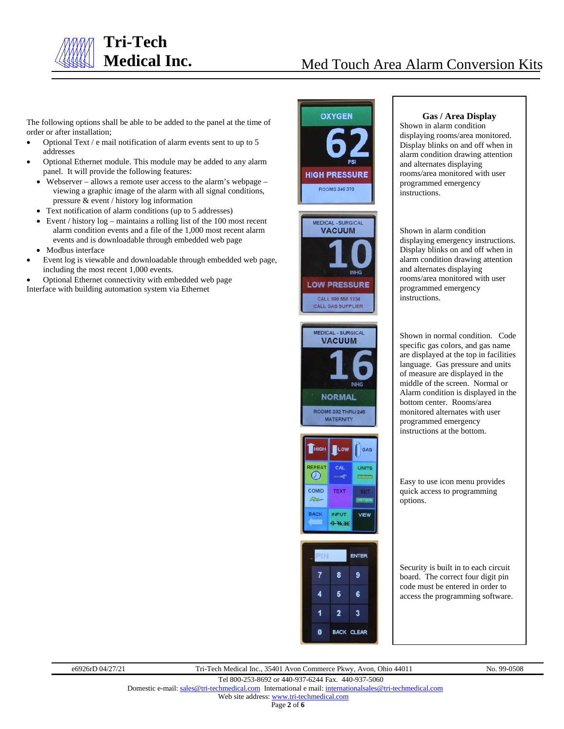The following options shall be able to be added to the panel at the time of order or after installation;

- Optional Text / e mail notification of alarm events sent to up to 5 addresses
- Optional Ethernet module. This module may be added to any alarm panel. It will provide the following features:
  - Webserver – allows a remote user access to the alarm's webpage – viewing a graphic image of the alarm with all signal conditions, pressure & event / history log information
  - Text notification of alarm conditions (up to 5 addresses)
  - Event / history log – maintains a rolling list of the 100 most recent alarm condition events and a file of the 1,000 most recent alarm events and is downloadable through embedded web page
  - Modbus interface
- Event log is viewable and downloadable through embedded web page, including the most recent 1,000 events.
- Optional Ethernet connectivity with embedded web page

Interface with building automation system via Ethernet

## Gas / Area Display

Shown in alarm condition displaying rooms/area monitored. Display blinks on and off when in alarm condition drawing attention and alternates displaying rooms/area monitored with user programmed emergency instructions.

Shown in alarm condition displaying emergency instructions. Display blinks on and off when in alarm condition drawing attention and alternates displaying rooms/area monitored with user programmed emergency instructions.

Shown in normal condition. Code specific gas colors, and gas name are displayed at the top in facilities language. Gas pressure and units of measure are displayed in the middle of the screen. Normal or Alarm condition is displayed in the bottom center. Rooms/area monitored alternates with user programmed emergency instructions at the bottom.

Easy to use icon menu provides quick access to programming options.

Security is built in to each circuit board. The correct four digit pin code must be entered in order to access the programming software.

e6926rD 04/27/21 Tri-Tech Medical Inc., 35401 Avon Commerce Pkwy, Avon, Ohio 44011 No. 99-0508

Tel 800-253-8692 or 440-937-6244 Fax. 440-937-5060

Domestic e-mail: sales@tri-techmedical.com International e mail: internationalsales@tri-techmedical.com

Web site address: www.tri-techmedical.com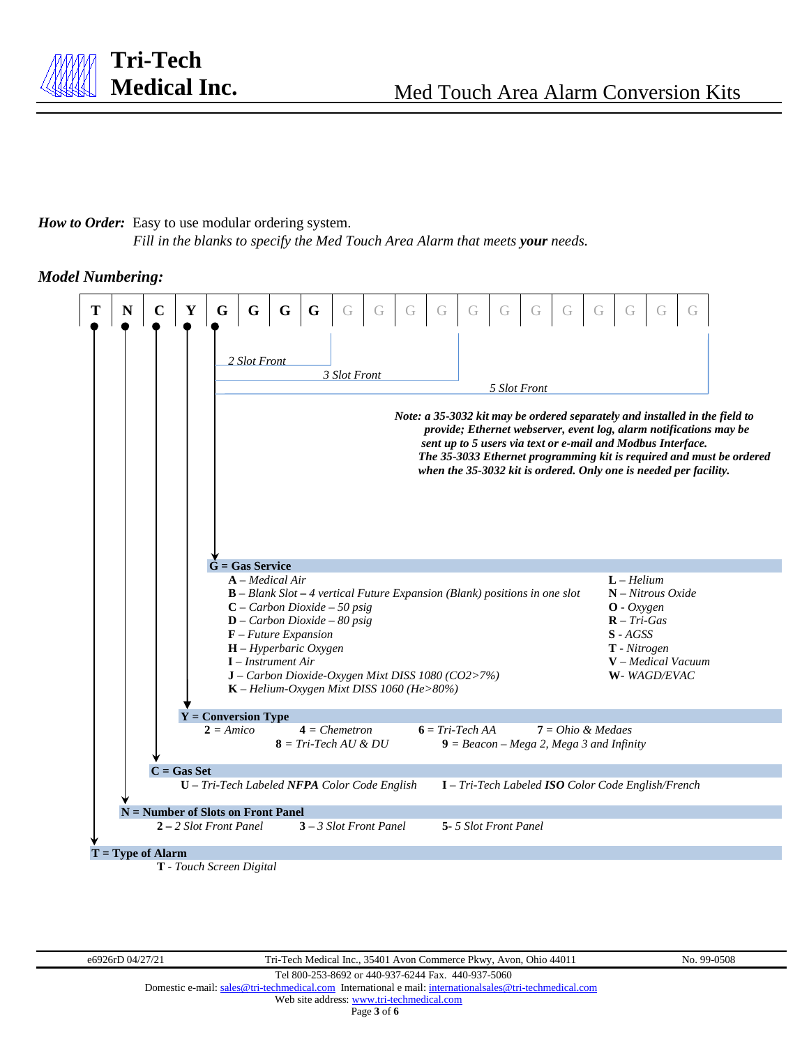**How to Order:** Easy to use modular ordering system.
*Fill in the blanks to specify the Med Touch Area Alarm that meets **your** needs.*

## Model Numbering:

| T | N | C | Y | G | G | G | G | G | G | G | G | G | G | G | G | G | G | G | G |
|---|---|---|---|---|---|---|---|---|---|---|---|---|---|---|---|---|---|---|---|

- *2 Slot Front*: first 4 G positions
- *3 Slot Front*: first 8 G positions
- *5 Slot Front*: all 16 G positions

***Note: a 35-3032 kit may be ordered separately and installed in the field to provide; Ethernet webserver, event log, alarm notifications may be sent up to 5 users via text or e-mail and Modbus Interface. The 35-3033 Ethernet programming kit is required and must be ordered when the 35-3032 kit is ordered. Only one is needed per facility.***

**G = Gas Service**

- **A** – *Medical Air*
- **B** – *Blank Slot* **–** *4 vertical Future Expansion (Blank) positions in one slot*
- **C** – *Carbon Dioxide – 50 psig*
- **D** – *Carbon Dioxide – 80 psig*
- **F** – *Future Expansion*
- **H** – *Hyperbaric Oxygen*
- **I** – *Instrument Air*
- **J** – *Carbon Dioxide-Oxygen Mixt DISS 1080 (CO2>7%)*
- **K** – *Helium-Oxygen Mixt DISS 1060 (He>80%)*
- **L** – *Helium*
- **N** – *Nitrous Oxide*
- **O** - *Oxygen*
- **R** – *Tri-Gas*
- **S** - *AGSS*
- **T** - *Nitrogen*
- **V** – *Medical Vacuum*
- **W**- *WAGD/EVAC*

**Y = Conversion Type**

- **2** = *Amico*
- **4** = *Chemetron*
- **6** = *Tri-Tech AA*
- **7** = *Ohio & Medaes*
- **8** = *Tri-Tech AU & DU*
- **9** = *Beacon – Mega 2, Mega 3 and Infinity*

**C = Gas Set**

- **U** – *Tri-Tech Labeled **NFPA** Color Code English*
- **I** – *Tri-Tech Labeled **ISO** Color Code English/French*

**N = Number of Slots on Front Panel**

- **2 –** *2 Slot Front Panel*
- **3** – *3 Slot Front Panel*
- **5**- *5 Slot Front Panel*

**T = Type of Alarm**

- **T** - *Touch Screen Digital*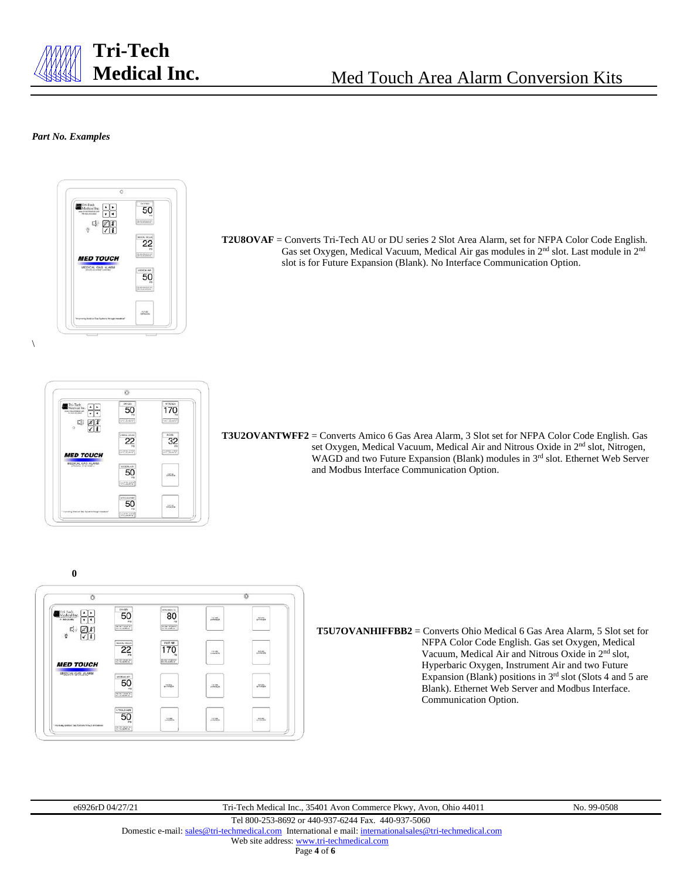*Part No. Examples*

**T2U8OVAF** = Converts Tri-Tech AU or DU series 2 Slot Area Alarm, set for NFPA Color Code English. Gas set Oxygen, Medical Vacuum, Medical Air gas modules in 2nd slot. Last module in 2nd slot is for Future Expansion (Blank). No Interface Communication Option.

\

**T3U2OVANTWFF2** = Converts Amico 6 Gas Area Alarm, 3 Slot set for NFPA Color Code English. Gas set Oxygen, Medical Vacuum, Medical Air and Nitrous Oxide in 2nd slot, Nitrogen, WAGD and two Future Expansion (Blank) modules in 3rd slot. Ethernet Web Server and Modbus Interface Communication Option.

0

**T5U7OVANHIFFBB2** = Converts Ohio Medical 6 Gas Area Alarm, 5 Slot set for NFPA Color Code English. Gas set Oxygen, Medical Vacuum, Medical Air and Nitrous Oxide in 2nd slot, Hyperbaric Oxygen, Instrument Air and two Future Expansion (Blank) positions in 3rd slot (Slots 4 and 5 are Blank). Ethernet Web Server and Modbus Interface. Communication Option.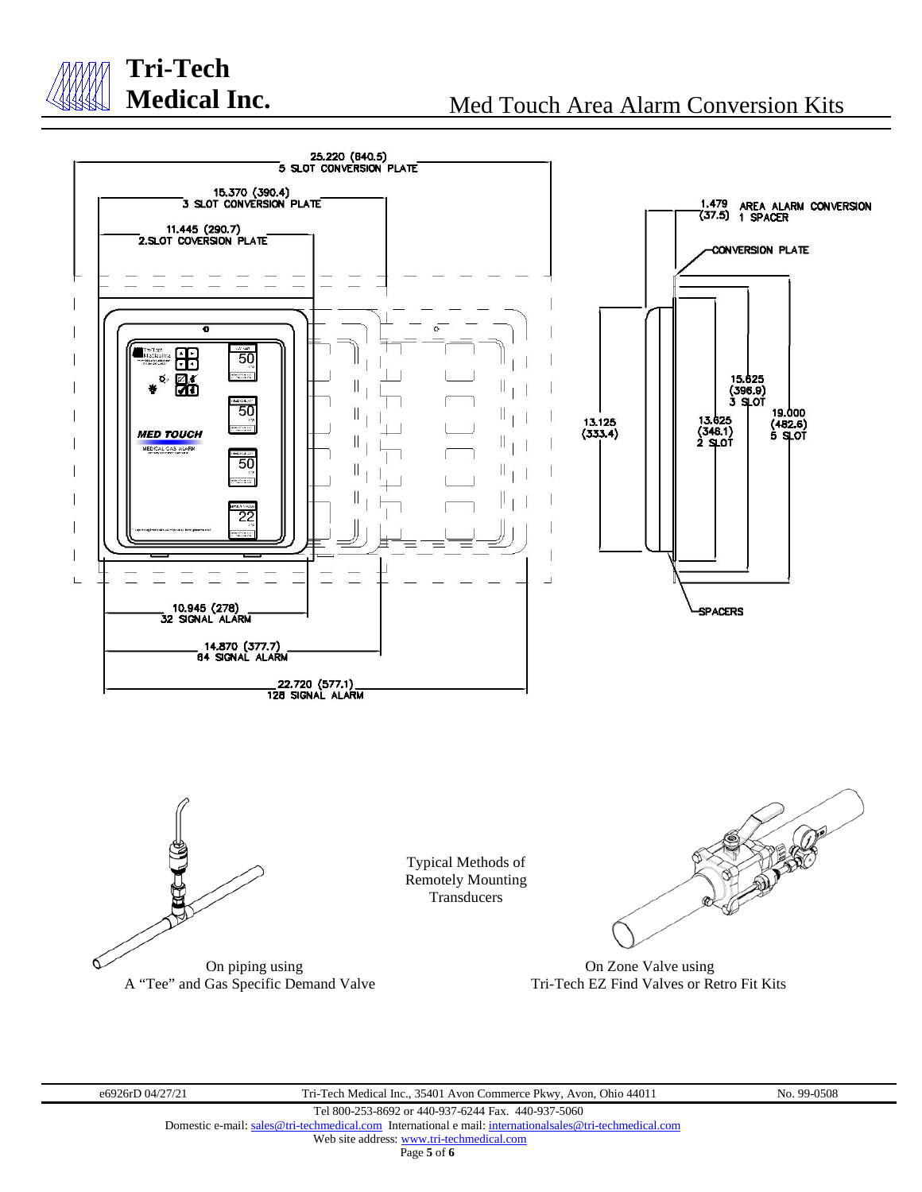## Med Touch Area Alarm Conversion Kits

25.220 (640.5) 5 SLOT CONVERSION PLATE

15.370 (390.4) 3 SLOT CONVERSION PLATE

11.445 (290.7) 2.SLOT COVERSION PLATE

1.479 (37.5) AREA ALARM CONVERSION 1 SPACER

CONVERSION PLATE

15.625 (396.9) 3 SLOT

13.125 (333.4)

13.625 (346.1) 2 SLOT

19.000 (482.6) 5 SLOT

SPACERS

10.945 (278) 32 SIGNAL ALARM

14.870 (377.7) 64 SIGNAL ALARM

22.720 (577.1) 128 SIGNAL ALARM

Typical Methods of Remotely Mounting Transducers

On piping using A "Tee" and Gas Specific Demand Valve

On Zone Valve using Tri-Tech EZ Find Valves or Retro Fit Kits

e6926rD 04/27/21 Tri-Tech Medical Inc., 35401 Avon Commerce Pkwy, Avon, Ohio 44011 No. 99-0508

Tel 800-253-8692 or 440-937-6244 Fax. 440-937-5060

Domestic e-mail: sales@tri-techmedical.com International e mail: internationalsales@tri-techmedical.com

Web site address: www.tri-techmedical.com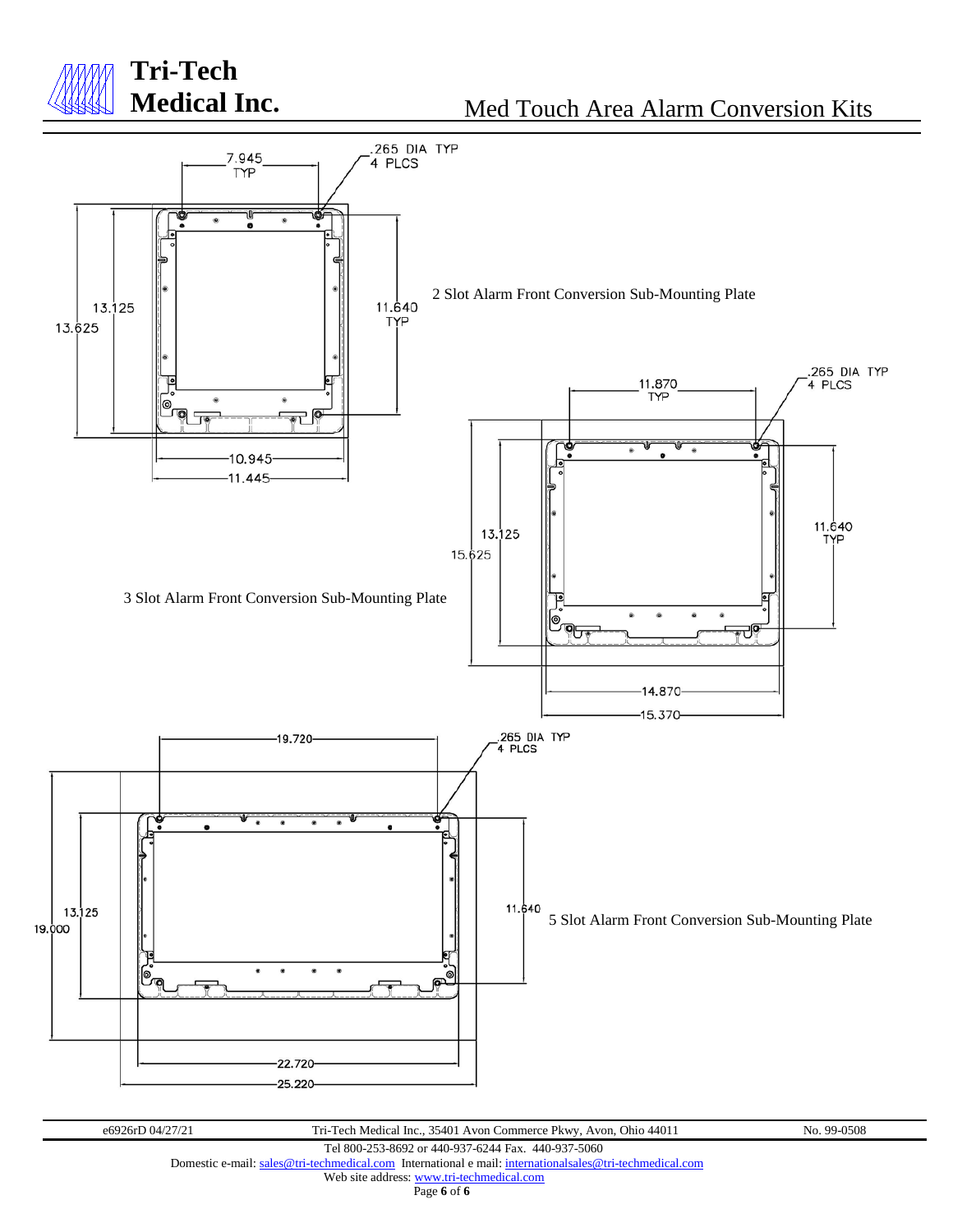2 Slot Alarm Front Conversion Sub-Mounting Plate

7.945 TYP
.265 DIA TYP 4 PLCS
13.125
13.625
11.640 TYP
10.945
11.445

3 Slot Alarm Front Conversion Sub-Mounting Plate

11.870 TYP
.265 DIA TYP 4 PLCS
13.125
15.625
11.640 TYP
14.870
15.370

5 Slot Alarm Front Conversion Sub-Mounting Plate

19.720
.265 DIA TYP 4 PLCS
13.125
19.000
11.640
22.720
25.220

e6926rD 04/27/21 Tri-Tech Medical Inc., 35401 Avon Commerce Pkwy, Avon, Ohio 44011 No. 99-0508

Tel 800-253-8692 or 440-937-6244 Fax. 440-937-5060

Domestic e-mail: sales@tri-techmedical.com International e mail: internationalsales@tri-techmedical.com

Web site address: www.tri-techmedical.com